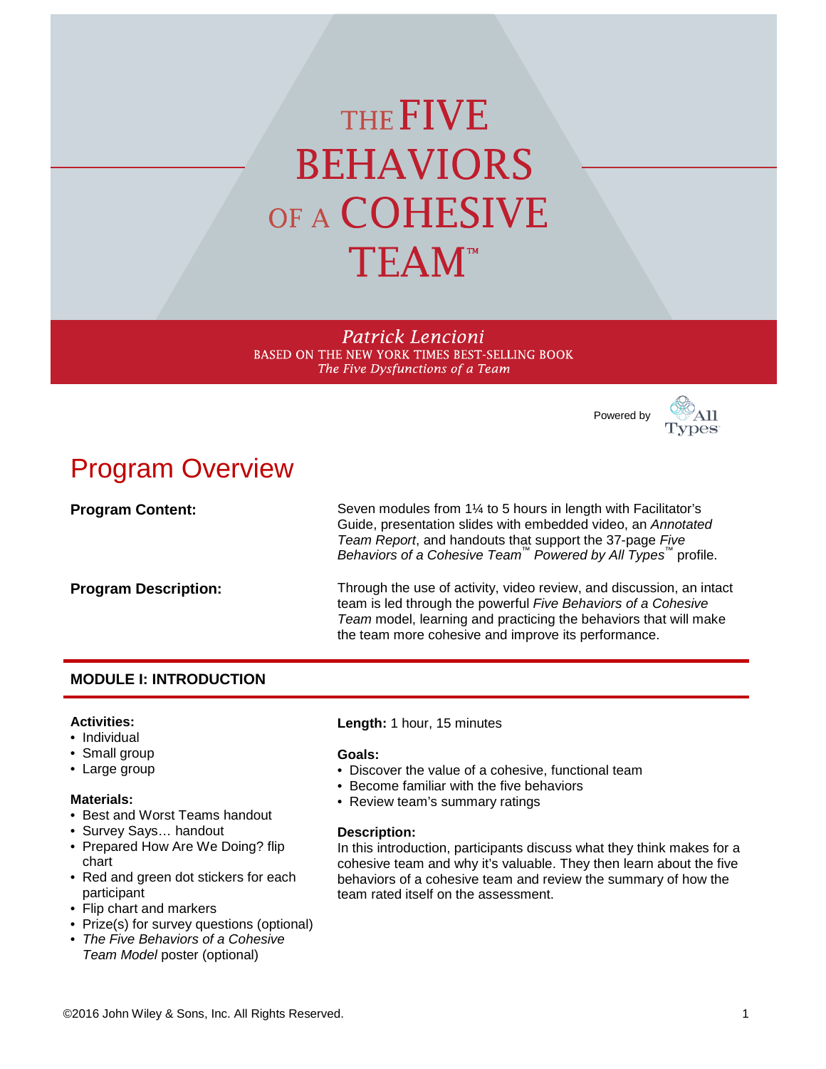# THE FIVE BEHAVIORS OF A COHESIVE TEAM™

*Patrick Lencioni*
BASED ON THE NEW YORK TIMES BEST-SELLING BOOK
*The Five Dysfunctions of a Team*

Powered by All Types

## Program Overview

**Program Content:** Seven modules from 1¼ to 5 hours in length with Facilitator's Guide, presentation slides with embedded video, an *Annotated Team Report*, and handouts that support the 37-page *Five Behaviors of a Cohesive Team™ Powered by All Types™* profile.

**Program Description:** Through the use of activity, video review, and discussion, an intact team is led through the powerful *Five Behaviors of a Cohesive Team* model, learning and practicing the behaviors that will make the team more cohesive and improve its performance.

### MODULE I: INTRODUCTION

**Activities:**
- Individual
- Small group
- Large group

**Materials:**
- Best and Worst Teams handout
- Survey Says… handout
- Prepared How Are We Doing? flip chart
- Red and green dot stickers for each participant
- Flip chart and markers
- Prize(s) for survey questions (optional)
- *The Five Behaviors of a Cohesive Team Model* poster (optional)

**Length:** 1 hour, 15 minutes

**Goals:**
- Discover the value of a cohesive, functional team
- Become familiar with the five behaviors
- Review team's summary ratings

**Description:**
In this introduction, participants discuss what they think makes for a cohesive team and why it's valuable. They then learn about the five behaviors of a cohesive team and review the summary of how the team rated itself on the assessment.

©2016 John Wiley & Sons, Inc. All Rights Reserved.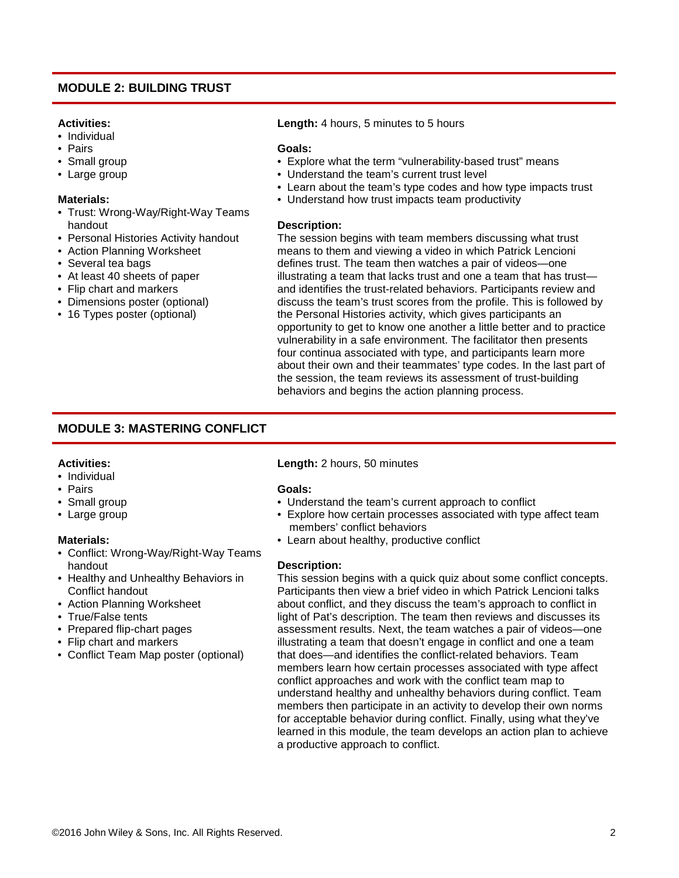## MODULE 2: BUILDING TRUST

**Activities:**
- Individual
- Pairs
- Small group
- Large group

**Materials:**
- Trust: Wrong-Way/Right-Way Teams handout
- Personal Histories Activity handout
- Action Planning Worksheet
- Several tea bags
- At least 40 sheets of paper
- Flip chart and markers
- Dimensions poster (optional)
- 16 Types poster (optional)

**Length:** 4 hours, 5 minutes to 5 hours

**Goals:**
- Explore what the term "vulnerability-based trust" means
- Understand the team's current trust level
- Learn about the team's type codes and how type impacts trust
- Understand how trust impacts team productivity

**Description:**
The session begins with team members discussing what trust means to them and viewing a video in which Patrick Lencioni defines trust. The team then watches a pair of videos—one illustrating a team that lacks trust and one a team that has trust—and identifies the trust-related behaviors. Participants review and discuss the team's trust scores from the profile. This is followed by the Personal Histories activity, which gives participants an opportunity to get to know one another a little better and to practice vulnerability in a safe environment. The facilitator then presents four continua associated with type, and participants learn more about their own and their teammates' type codes. In the last part of the session, the team reviews its assessment of trust-building behaviors and begins the action planning process.

## MODULE 3: MASTERING CONFLICT

**Activities:**
- Individual
- Pairs
- Small group
- Large group

**Materials:**
- Conflict: Wrong-Way/Right-Way Teams handout
- Healthy and Unhealthy Behaviors in Conflict handout
- Action Planning Worksheet
- True/False tents
- Prepared flip-chart pages
- Flip chart and markers
- Conflict Team Map poster (optional)

**Length:** 2 hours, 50 minutes

**Goals:**
- Understand the team's current approach to conflict
- Explore how certain processes associated with type affect team members' conflict behaviors
- Learn about healthy, productive conflict

**Description:**
This session begins with a quick quiz about some conflict concepts. Participants then view a brief video in which Patrick Lencioni talks about conflict, and they discuss the team's approach to conflict in light of Pat's description. The team then reviews and discusses its assessment results. Next, the team watches a pair of videos—one illustrating a team that doesn't engage in conflict and one a team that does—and identifies the conflict-related behaviors. Team members learn how certain processes associated with type affect conflict approaches and work with the conflict team map to understand healthy and unhealthy behaviors during conflict. Team members then participate in an activity to develop their own norms for acceptable behavior during conflict. Finally, using what they've learned in this module, the team develops an action plan to achieve a productive approach to conflict.

©2016 John Wiley & Sons, Inc. All Rights Reserved.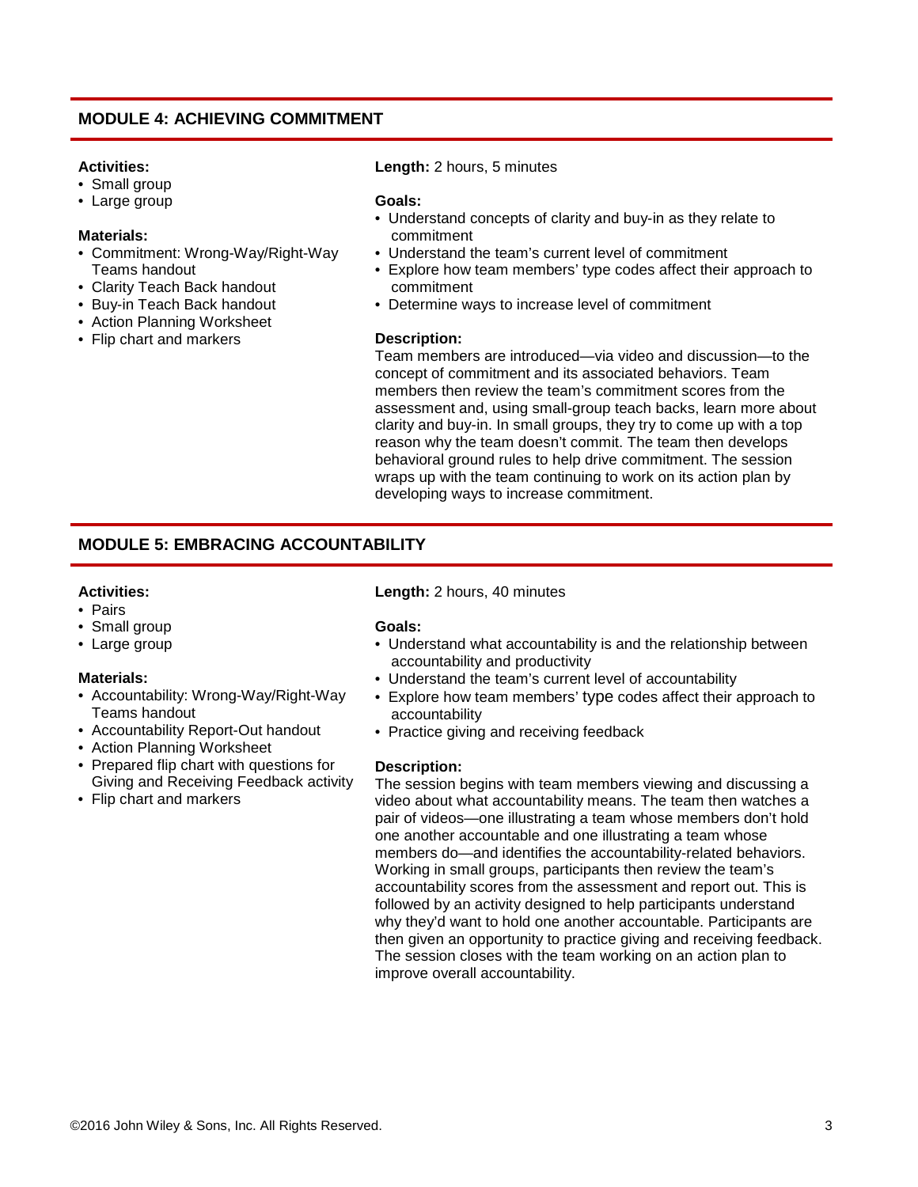## MODULE 4: ACHIEVING COMMITMENT

**Activities:**
- Small group
- Large group

**Materials:**
- Commitment: Wrong-Way/Right-Way Teams handout
- Clarity Teach Back handout
- Buy-in Teach Back handout
- Action Planning Worksheet
- Flip chart and markers

**Length:** 2 hours, 5 minutes

**Goals:**
- Understand concepts of clarity and buy-in as they relate to commitment
- Understand the team's current level of commitment
- Explore how team members' type codes affect their approach to commitment
- Determine ways to increase level of commitment

**Description:**
Team members are introduced—via video and discussion—to the concept of commitment and its associated behaviors. Team members then review the team's commitment scores from the assessment and, using small-group teach backs, learn more about clarity and buy-in. In small groups, they try to come up with a top reason why the team doesn't commit. The team then develops behavioral ground rules to help drive commitment. The session wraps up with the team continuing to work on its action plan by developing ways to increase commitment.

## MODULE 5: EMBRACING ACCOUNTABILITY

**Activities:**
- Pairs
- Small group
- Large group

**Materials:**
- Accountability: Wrong-Way/Right-Way Teams handout
- Accountability Report-Out handout
- Action Planning Worksheet
- Prepared flip chart with questions for Giving and Receiving Feedback activity
- Flip chart and markers

**Length:** 2 hours, 40 minutes

**Goals:**
- Understand what accountability is and the relationship between accountability and productivity
- Understand the team's current level of accountability
- Explore how team members' type codes affect their approach to accountability
- Practice giving and receiving feedback

**Description:**
The session begins with team members viewing and discussing a video about what accountability means. The team then watches a pair of videos—one illustrating a team whose members don't hold one another accountable and one illustrating a team whose members do—and identifies the accountability-related behaviors. Working in small groups, participants then review the team's accountability scores from the assessment and report out. This is followed by an activity designed to help participants understand why they'd want to hold one another accountable. Participants are then given an opportunity to practice giving and receiving feedback. The session closes with the team working on an action plan to improve overall accountability.

©2016 John Wiley & Sons, Inc. All Rights Reserved.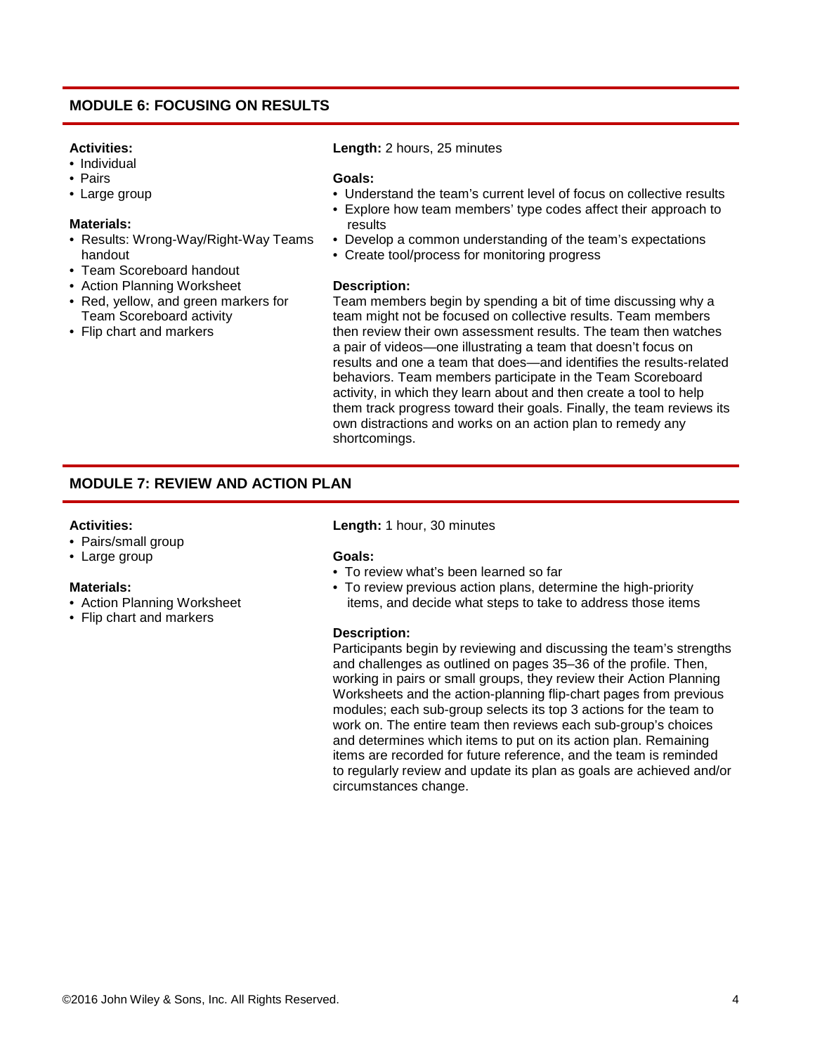## MODULE 6: FOCUSING ON RESULTS

**Activities:**

- Individual
- Pairs
- Large group

**Materials:**

- Results: Wrong-Way/Right-Way Teams handout
- Team Scoreboard handout
- Action Planning Worksheet
- Red, yellow, and green markers for Team Scoreboard activity
- Flip chart and markers

**Length:** 2 hours, 25 minutes

**Goals:**

- Understand the team's current level of focus on collective results
- Explore how team members' type codes affect their approach to results
- Develop a common understanding of the team's expectations
- Create tool/process for monitoring progress

**Description:**

Team members begin by spending a bit of time discussing why a team might not be focused on collective results. Team members then review their own assessment results. The team then watches a pair of videos—one illustrating a team that doesn't focus on results and one a team that does—and identifies the results-related behaviors. Team members participate in the Team Scoreboard activity, in which they learn about and then create a tool to help them track progress toward their goals. Finally, the team reviews its own distractions and works on an action plan to remedy any shortcomings.

## MODULE 7: REVIEW AND ACTION PLAN

**Activities:**

- Pairs/small group
- Large group

**Materials:**

- Action Planning Worksheet
- Flip chart and markers

**Length:** 1 hour, 30 minutes

**Goals:**

- To review what's been learned so far
- To review previous action plans, determine the high-priority items, and decide what steps to take to address those items

**Description:**

Participants begin by reviewing and discussing the team's strengths and challenges as outlined on pages 35–36 of the profile. Then, working in pairs or small groups, they review their Action Planning Worksheets and the action-planning flip-chart pages from previous modules; each sub-group selects its top 3 actions for the team to work on. The entire team then reviews each sub-group's choices and determines which items to put on its action plan. Remaining items are recorded for future reference, and the team is reminded to regularly review and update its plan as goals are achieved and/or circumstances change.

©2016 John Wiley & Sons, Inc. All Rights Reserved.